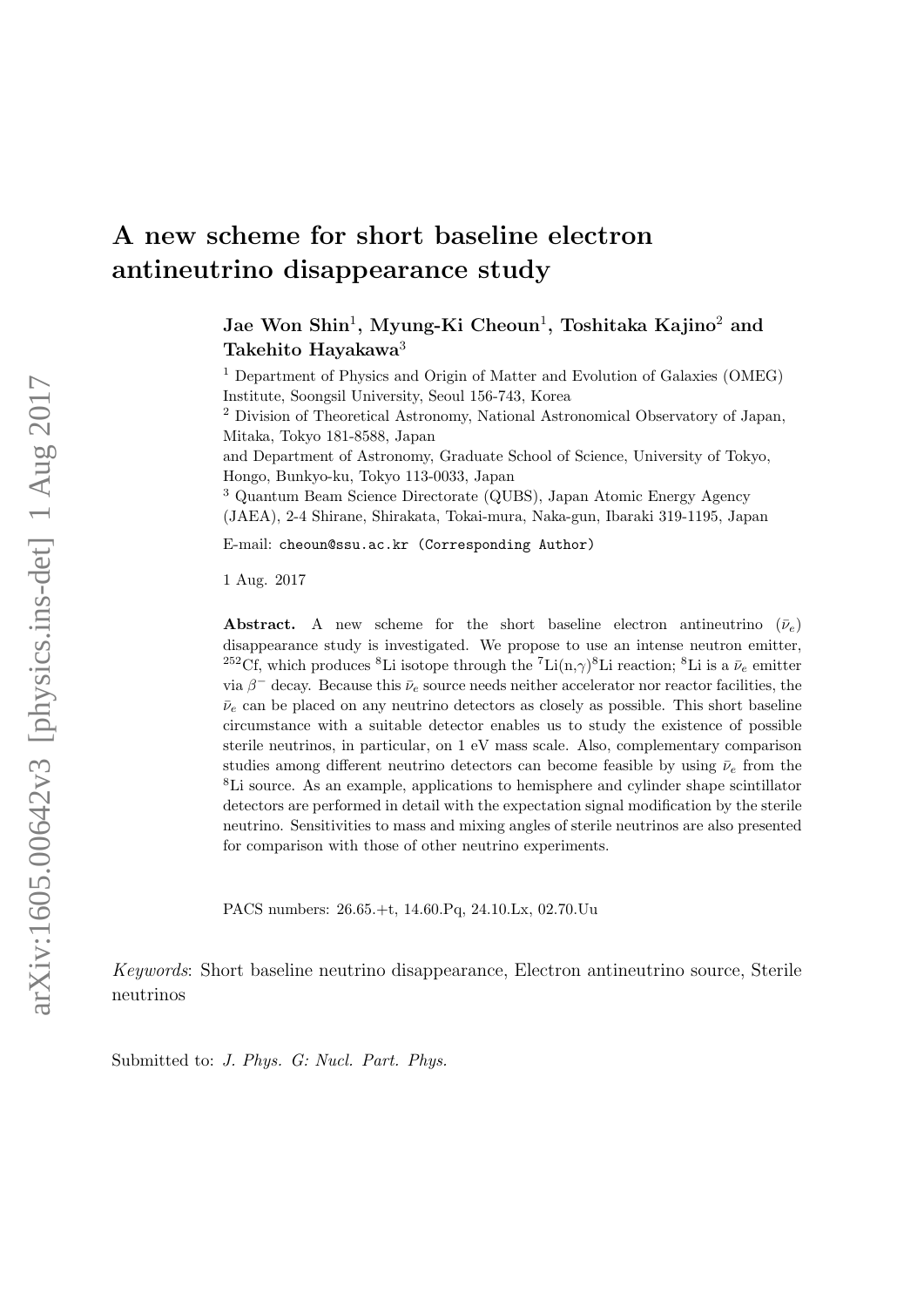# A new scheme for short baseline electron antineutrino disappearance study

**Jae Won Shin[1], Myung-Ki Cheoun[1], Toshitaka Kajino[2] and Takehito Hayakawa[3]**

[1] Department of Physics and Origin of Matter and Evolution of Galaxies (OMEG) Institute, Soongsil University, Seoul 156-743, Korea

[2] Division of Theoretical Astronomy, National Astronomical Observatory of Japan, Mitaka, Tokyo 181-8588, Japan
and Department of Astronomy, Graduate School of Science, University of Tokyo, Hongo, Bunkyo-ku, Tokyo 113-0033, Japan

[3] Quantum Beam Science Directorate (QUBS), Japan Atomic Energy Agency (JAEA), 2-4 Shirane, Shirakata, Tokai-mura, Naka-gun, Ibaraki 319-1195, Japan

E-mail: `cheoun@ssu.ac.kr (Corresponding Author)`

1 Aug. 2017

**Abstract.** A new scheme for the short baseline electron antineutrino ($\bar{\nu}_e$) disappearance study is investigated. We propose to use an intense neutron emitter, $^{252}$Cf, which produces $^{8}$Li isotope through the $^{7}$Li(n,$\gamma$)$^{8}$Li reaction; $^{8}$Li is a $\bar{\nu}_e$ emitter via $\beta^-$ decay. Because this $\bar{\nu}_e$ source needs neither accelerator nor reactor facilities, the $\bar{\nu}_e$ can be placed on any neutrino detectors as closely as possible. This short baseline circumstance with a suitable detector enables us to study the existence of possible sterile neutrinos, in particular, on 1 eV mass scale. Also, complementary comparison studies among different neutrino detectors can become feasible by using $\bar{\nu}_e$ from the $^{8}$Li source. As an example, applications to hemisphere and cylinder shape scintillator detectors are performed in detail with the expectation signal modification by the sterile neutrino. Sensitivities to mass and mixing angles of sterile neutrinos are also presented for comparison with those of other neutrino experiments.

PACS numbers: 26.65.+t, 14.60.Pq, 24.10.Lx, 02.70.Uu

*Keywords*: Short baseline neutrino disappearance, Electron antineutrino source, Sterile neutrinos

Submitted to: *J. Phys. G: Nucl. Part. Phys.*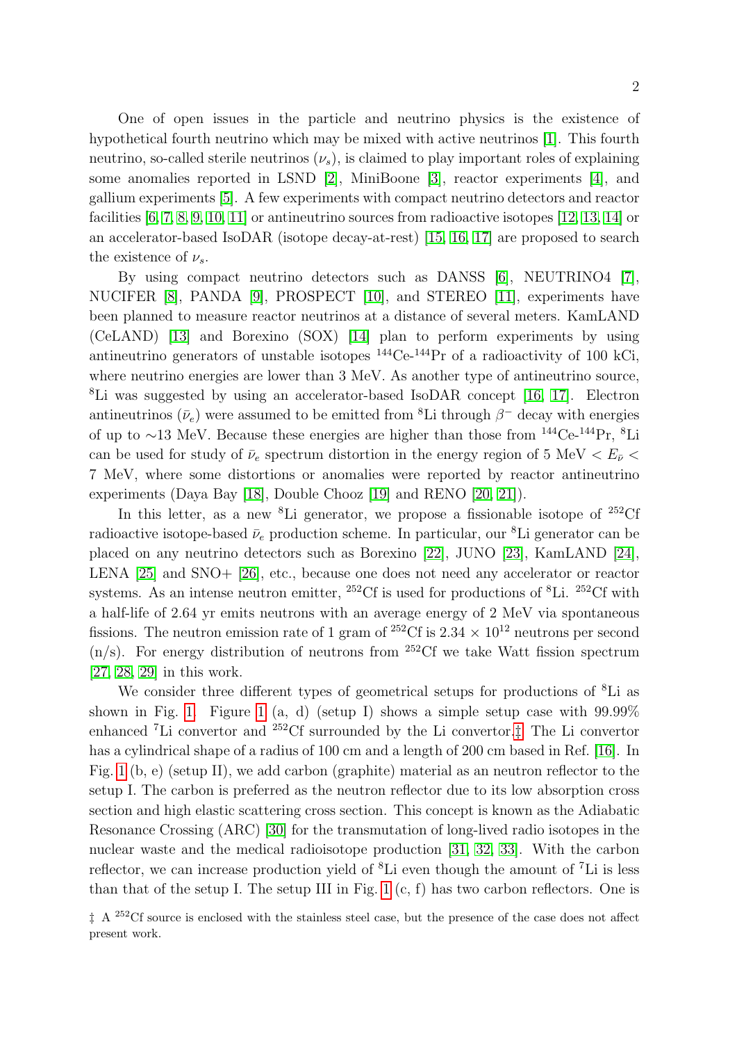One of open issues in the particle and neutrino physics is the existence of hypothetical fourth neutrino which may be mixed with active neutrinos [1]. This fourth neutrino, so-called sterile neutrinos ($\nu_s$), is claimed to play important roles of explaining some anomalies reported in LSND [2], MiniBoone [3], reactor experiments [4], and gallium experiments [5]. A few experiments with compact neutrino detectors and reactor facilities [6, 7, 8, 9, 10, 11] or antineutrino sources from radioactive isotopes [12, 13, 14] or an accelerator-based IsoDAR (isotope decay-at-rest) [15, 16, 17] are proposed to search the existence of $\nu_s$.

By using compact neutrino detectors such as DANSS [6], NEUTRINO4 [7], NUCIFER [8], PANDA [9], PROSPECT [10], and STEREO [11], experiments have been planned to measure reactor neutrinos at a distance of several meters. KamLAND (CeLAND) [13] and Borexino (SOX) [14] plan to perform experiments by using antineutrino generators of unstable isotopes $^{144}$Ce-$^{144}$Pr of a radioactivity of 100 kCi, where neutrino energies are lower than 3 MeV. As another type of antineutrino source, $^{8}$Li was suggested by using an accelerator-based IsoDAR concept [16, 17]. Electron antineutrinos ($\bar{\nu}_e$) were assumed to be emitted from $^{8}$Li through $\beta^-$ decay with energies of up to ∼13 MeV. Because these energies are higher than those from $^{144}$Ce-$^{144}$Pr, $^{8}$Li can be used for study of $\bar{\nu}_e$ spectrum distortion in the energy region of 5 MeV $< E_{\bar{\nu}} <$ 7 MeV, where some distortions or anomalies were reported by reactor antineutrino experiments (Daya Bay [18], Double Chooz [19] and RENO [20, 21]).

In this letter, as a new $^{8}$Li generator, we propose a fissionable isotope of $^{252}$Cf radioactive isotope-based $\bar{\nu}_e$ production scheme. In particular, our $^{8}$Li generator can be placed on any neutrino detectors such as Borexino [22], JUNO [23], KamLAND [24], LENA [25] and SNO+ [26], etc., because one does not need any accelerator or reactor systems. As an intense neutron emitter, $^{252}$Cf is used for productions of $^{8}$Li. $^{252}$Cf with a half-life of 2.64 yr emits neutrons with an average energy of 2 MeV via spontaneous fissions. The neutron emission rate of 1 gram of $^{252}$Cf is $2.34 \times 10^{12}$ neutrons per second (n/s). For energy distribution of neutrons from $^{252}$Cf we take Watt fission spectrum [27, 28, 29] in this work.

We consider three different types of geometrical setups for productions of $^{8}$Li as shown in Fig. 1. Figure 1 (a, d) (setup I) shows a simple setup case with 99.99% enhanced $^{7}$Li convertor and $^{252}$Cf surrounded by the Li convertor.‡ The Li convertor has a cylindrical shape of a radius of 100 cm and a length of 200 cm based in Ref. [16]. In Fig. 1 (b, e) (setup II), we add carbon (graphite) material as an neutron reflector to the setup I. The carbon is preferred as the neutron reflector due to its low absorption cross section and high elastic scattering cross section. This concept is known as the Adiabatic Resonance Crossing (ARC) [30] for the transmutation of long-lived radio isotopes in the nuclear waste and the medical radioisotope production [31, 32, 33]. With the carbon reflector, we can increase production yield of $^{8}$Li even though the amount of $^{7}$Li is less than that of the setup I. The setup III in Fig. 1 (c, f) has two carbon reflectors. One is

‡ A $^{252}$Cf source is enclosed with the stainless steel case, but the presence of the case does not affect present work.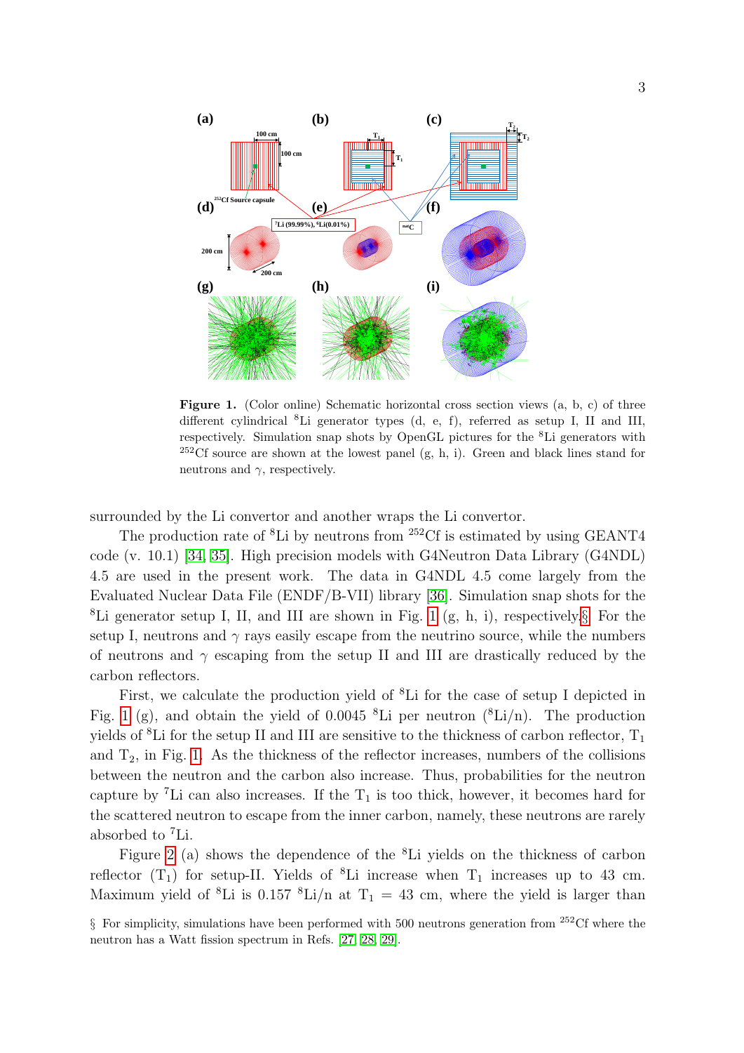**Figure 1.** (Color online) Schematic horizontal cross section views (a, b, c) of three different cylindrical $^{8}$Li generator types (d, e, f), referred as setup I, II and III, respectively. Simulation snap shots by OpenGL pictures for the $^{8}$Li generators with $^{252}$Cf source are shown at the lowest panel (g, h, i). Green and black lines stand for neutrons and $\gamma$, respectively.

surrounded by the Li convertor and another wraps the Li convertor.

The production rate of $^{8}$Li by neutrons from $^{252}$Cf is estimated by using GEANT4 code (v. 10.1) [34, 35]. High precision models with G4Neutron Data Library (G4NDL) 4.5 are used in the present work. The data in G4NDL 4.5 come largely from the Evaluated Nuclear Data File (ENDF/B-VII) library [36]. Simulation snap shots for the $^{8}$Li generator setup I, II, and III are shown in Fig. 1 (g, h, i), respectively.§ For the setup I, neutrons and $\gamma$ rays easily escape from the neutrino source, while the numbers of neutrons and $\gamma$ escaping from the setup II and III are drastically reduced by the carbon reflectors.

First, we calculate the production yield of $^{8}$Li for the case of setup I depicted in Fig. 1 (g), and obtain the yield of 0.0045 $^{8}$Li per neutron ($^{8}$Li/n). The production yields of $^{8}$Li for the setup II and III are sensitive to the thickness of carbon reflector, $T_1$ and $T_2$, in Fig. 1. As the thickness of the reflector increases, numbers of the collisions between the neutron and the carbon also increase. Thus, probabilities for the neutron capture by $^{7}$Li can also increases. If the $T_1$ is too thick, however, it becomes hard for the scattered neutron to escape from the inner carbon, namely, these neutrons are rarely absorbed to $^{7}$Li.

Figure 2 (a) shows the dependence of the $^{8}$Li yields on the thickness of carbon reflector ($T_1$) for setup-II. Yields of $^{8}$Li increase when $T_1$ increases up to 43 cm. Maximum yield of $^{8}$Li is 0.157 $^{8}$Li/n at $T_1$ = 43 cm, where the yield is larger than

§ For simplicity, simulations have been performed with 500 neutrons generation from $^{252}$Cf where the neutron has a Watt fission spectrum in Refs. [27, 28, 29].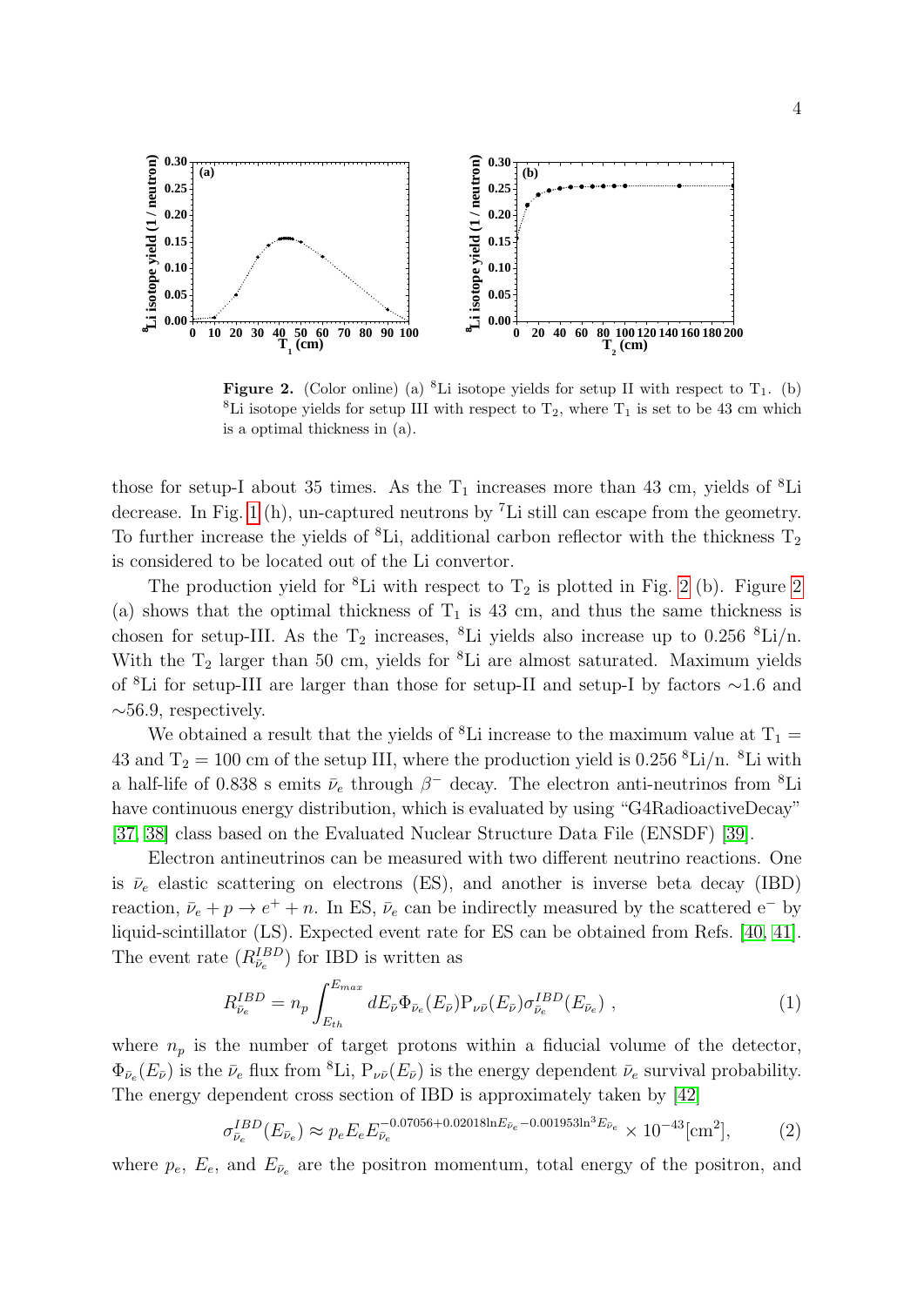**Figure 2.** (Color online) (a) $^8$Li isotope yields for setup II with respect to $T_1$. (b) $^8$Li isotope yields for setup III with respect to $T_2$, where $T_1$ is set to be 43 cm which is a optimal thickness in (a).

those for setup-I about 35 times. As the $T_1$ increases more than 43 cm, yields of $^8$Li decrease. In Fig. 1 (h), un-captured neutrons by $^7$Li still can escape from the geometry. To further increase the yields of $^8$Li, additional carbon reflector with the thickness $T_2$ is considered to be located out of the Li convertor.

The production yield for $^8$Li with respect to $T_2$ is plotted in Fig. 2 (b). Figure 2 (a) shows that the optimal thickness of $T_1$ is 43 cm, and thus the same thickness is chosen for setup-III. As the $T_2$ increases, $^8$Li yields also increase up to 0.256 $^8$Li/n. With the $T_2$ larger than 50 cm, yields for $^8$Li are almost saturated. Maximum yields of $^8$Li for setup-III are larger than those for setup-II and setup-I by factors ∼1.6 and ∼56.9, respectively.

We obtained a result that the yields of $^8$Li increase to the maximum value at $T_1$ = 43 and $T_2$ = 100 cm of the setup III, where the production yield is 0.256 $^8$Li/n. $^8$Li with a half-life of 0.838 s emits $\bar{\nu}_e$ through $\beta^-$ decay. The electron anti-neutrinos from $^8$Li have continuous energy distribution, which is evaluated by using "G4RadioactiveDecay" [37, 38] class based on the Evaluated Nuclear Structure Data File (ENSDF) [39].

Electron antineutrinos can be measured with two different neutrino reactions. One is $\bar{\nu}_e$ elastic scattering on electrons (ES), and another is inverse beta decay (IBD) reaction, $\bar{\nu}_e + p \rightarrow e^+ + n$. In ES, $\bar{\nu}_e$ can be indirectly measured by the scattered e$^-$ by liquid-scintillator (LS). Expected event rate for ES can be obtained from Refs. [40, 41]. The event rate ($R^{IBD}_{\bar{\nu}_e}$) for IBD is written as

$$R^{IBD}_{\bar{\nu}_e} = n_p \int_{E_{th}}^{E_{max}} dE_{\bar{\nu}} \Phi_{\bar{\nu}_e}(E_{\bar{\nu}}) \mathrm{P}_{\nu\bar{\nu}}(E_{\bar{\nu}}) \sigma^{IBD}_{\bar{\nu}_e}(E_{\bar{\nu}_e}) \ , \tag{1}$$

where $n_p$ is the number of target protons within a fiducial volume of the detector, $\Phi_{\bar{\nu}_e}(E_{\bar{\nu}})$ is the $\bar{\nu}_e$ flux from $^8$Li, $\mathrm{P}_{\nu\bar{\nu}}(E_{\bar{\nu}})$ is the energy dependent $\bar{\nu}_e$ survival probability. The energy dependent cross section of IBD is approximately taken by [42]

$$\sigma^{IBD}_{\bar{\nu}_e}(E_{\bar{\nu}_e}) \approx p_e E_e E_{\bar{\nu}_e}^{-0.07056+0.02018 \ln E_{\bar{\nu}_e} - 0.001953 \ln^3 E_{\bar{\nu}_e}} \times 10^{-43} [\mathrm{cm}^2], \tag{2}$$

where $p_e$, $E_e$, and $E_{\bar{\nu}_e}$ are the positron momentum, total energy of the positron, and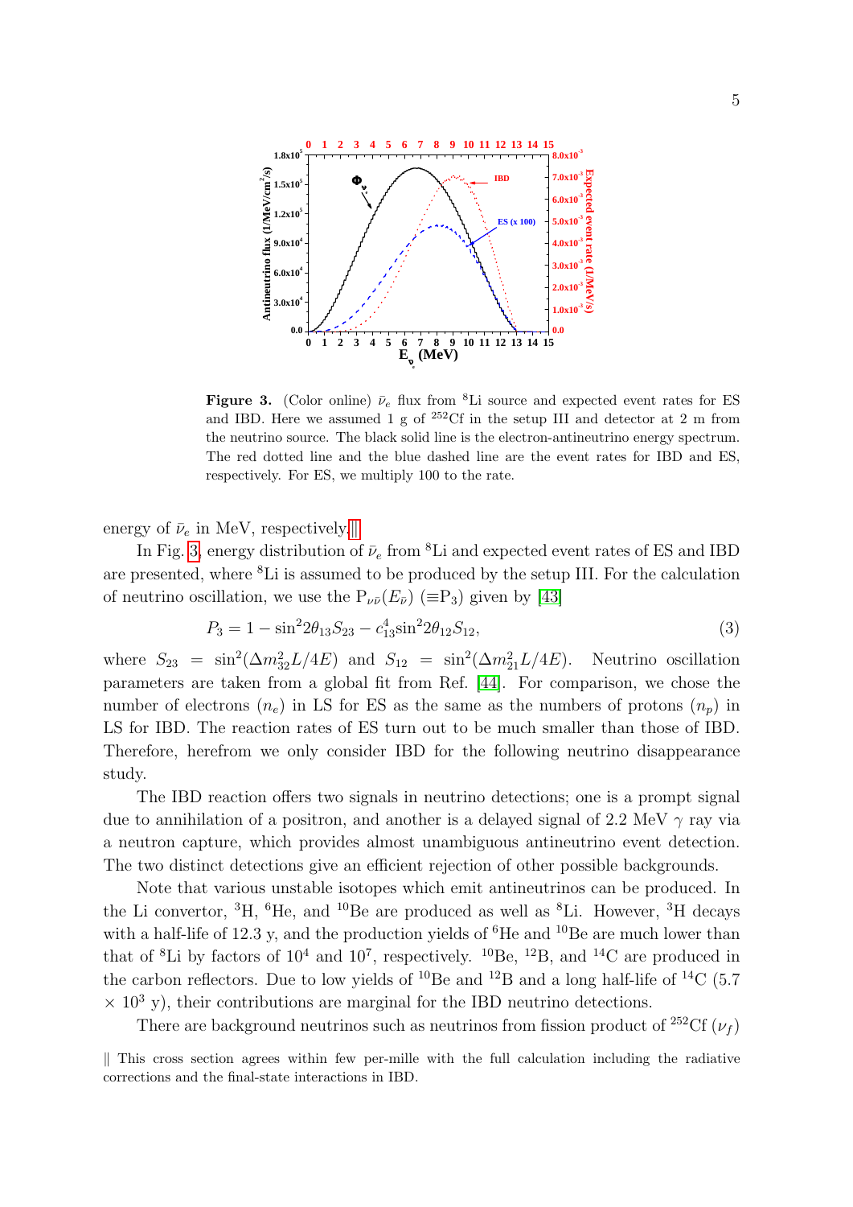**Figure 3.** (Color online) $\bar{\nu}_e$ flux from $^8$Li source and expected event rates for ES and IBD. Here we assumed 1 g of $^{252}$Cf in the setup III and detector at 2 m from the neutrino source. The black solid line is the electron-antineutrino energy spectrum. The red dotted line and the blue dashed line are the event rates for IBD and ES, respectively. For ES, we multiply 100 to the rate.

energy of $\bar{\nu}_e$ in MeV, respectively.‖

In Fig. 3, energy distribution of $\bar{\nu}_e$ from $^8$Li and expected event rates of ES and IBD are presented, where $^8$Li is assumed to be produced by the setup III. For the calculation of neutrino oscillation, we use the $P_{\nu\bar{\nu}}(E_{\bar{\nu}})$ ($\equiv P_3$) given by [43]

$$P_3 = 1 - \sin^2 2\theta_{13} S_{23} - c_{13}^4 \sin^2 2\theta_{12} S_{12}, \tag{3}$$

where $S_{23} = \sin^2(\Delta m_{32}^2 L/4E)$ and $S_{12} = \sin^2(\Delta m_{21}^2 L/4E)$. Neutrino oscillation parameters are taken from a global fit from Ref. [44]. For comparison, we chose the number of electrons ($n_e$) in LS for ES as the same as the numbers of protons ($n_p$) in LS for IBD. The reaction rates of ES turn out to be much smaller than those of IBD. Therefore, herefrom we only consider IBD for the following neutrino disappearance study.

The IBD reaction offers two signals in neutrino detections; one is a prompt signal due to annihilation of a positron, and another is a delayed signal of 2.2 MeV $\gamma$ ray via a neutron capture, which provides almost unambiguous antineutrino event detection. The two distinct detections give an efficient rejection of other possible backgrounds.

Note that various unstable isotopes which emit antineutrinos can be produced. In the Li convertor, $^3$H, $^6$He, and $^{10}$Be are produced as well as $^8$Li. However, $^3$H decays with a half-life of 12.3 y, and the production yields of $^6$He and $^{10}$Be are much lower than that of $^8$Li by factors of $10^4$ and $10^7$, respectively. $^{10}$Be, $^{12}$B, and $^{14}$C are produced in the carbon reflectors. Due to low yields of $^{10}$Be and $^{12}$B and a long half-life of $^{14}$C ($5.7 \times 10^3$ y), their contributions are marginal for the IBD neutrino detections.

There are background neutrinos such as neutrinos from fission product of $^{252}$Cf ($\nu_f$)

‖ This cross section agrees within few per-mille with the full calculation including the radiative corrections and the final-state interactions in IBD.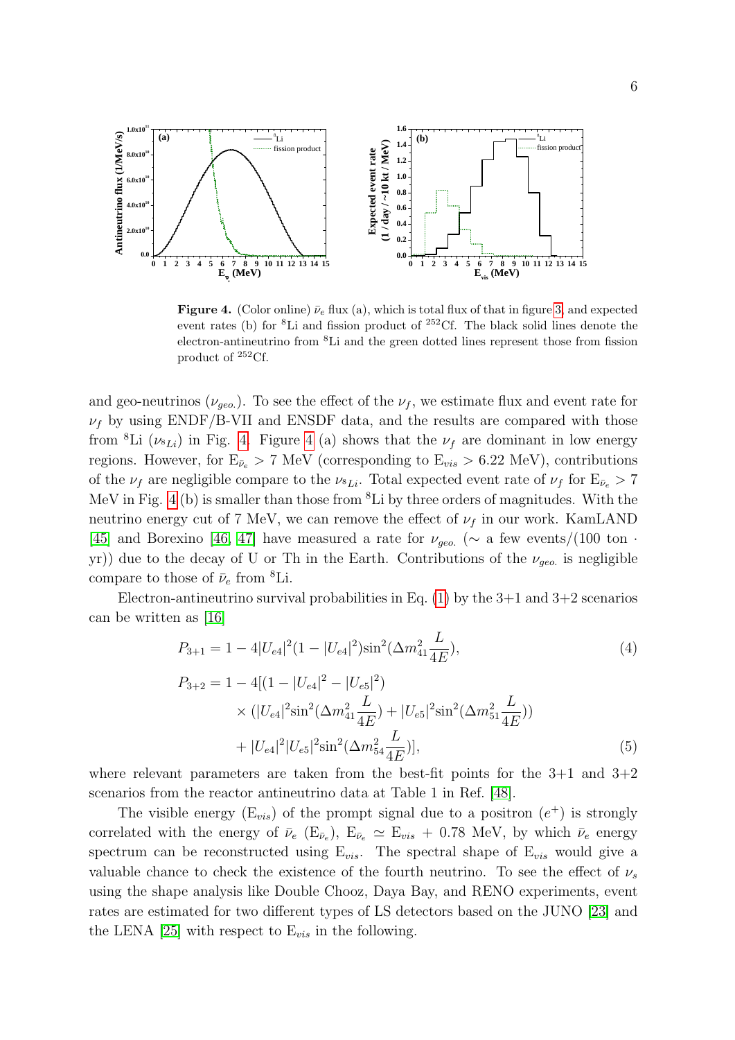**Figure 4.** (Color online) $\bar{\nu}_e$ flux (a), which is total flux of that in figure 3, and expected event rates (b) for $^8$Li and fission product of $^{252}$Cf. The black solid lines denote the electron-antineutrino from $^8$Li and the green dotted lines represent those from fission product of $^{252}$Cf.

and geo-neutrinos ($\nu_{geo.}$). To see the effect of the $\nu_f$, we estimate flux and event rate for $\nu_f$ by using ENDF/B-VII and ENSDF data, and the results are compared with those from $^8$Li ($\nu_{s_{Li}}$) in Fig. 4. Figure 4 (a) shows that the $\nu_f$ are dominant in low energy regions. However, for $E_{\bar{\nu}_e} > 7$ MeV (corresponding to $E_{vis} > 6.22$ MeV), contributions of the $\nu_f$ are negligible compare to the $\nu_{s_{Li}}$. Total expected event rate of $\nu_f$ for $E_{\bar{\nu}_e} > 7$ MeV in Fig. 4 (b) is smaller than those from $^8$Li by three orders of magnitudes. With the neutrino energy cut of 7 MeV, we can remove the effect of $\nu_f$ in our work. KamLAND [45] and Borexino [46, 47] have measured a rate for $\nu_{geo.}$ ($\sim$ a few events/(100 ton $\cdot$ yr)) due to the decay of U or Th in the Earth. Contributions of the $\nu_{geo.}$ is negligible compare to those of $\bar{\nu}_e$ from $^8$Li.

Electron-antineutrino survival probabilities in Eq. (1) by the 3+1 and 3+2 scenarios can be written as [16]

$$P_{3+1} = 1 - 4|U_{e4}|^2(1 - |U_{e4}|^2)\sin^2(\Delta m_{41}^2 \frac{L}{4E}), \tag{4}$$

$$\begin{aligned} P_{3+2} = 1 &- 4[(1 - |U_{e4}|^2 - |U_{e5}|^2) \\ &\times (|U_{e4}|^2\sin^2(\Delta m_{41}^2 \frac{L}{4E}) + |U_{e5}|^2\sin^2(\Delta m_{51}^2 \frac{L}{4E})) \\ &+ |U_{e4}|^2|U_{e5}|^2\sin^2(\Delta m_{54}^2 \frac{L}{4E})], \end{aligned} \tag{5}$$

where relevant parameters are taken from the best-fit points for the 3+1 and 3+2 scenarios from the reactor antineutrino data at Table 1 in Ref. [48].

The visible energy ($E_{vis}$) of the prompt signal due to a positron ($e^+$) is strongly correlated with the energy of $\bar{\nu}_e$ ($E_{\bar{\nu}_e}$), $E_{\bar{\nu}_e} \simeq E_{vis} + 0.78$ MeV, by which $\bar{\nu}_e$ energy spectrum can be reconstructed using $E_{vis}$. The spectral shape of $E_{vis}$ would give a valuable chance to check the existence of the fourth neutrino. To see the effect of $\nu_s$ using the shape analysis like Double Chooz, Daya Bay, and RENO experiments, event rates are estimated for two different types of LS detectors based on the JUNO [23] and the LENA [25] with respect to $E_{vis}$ in the following.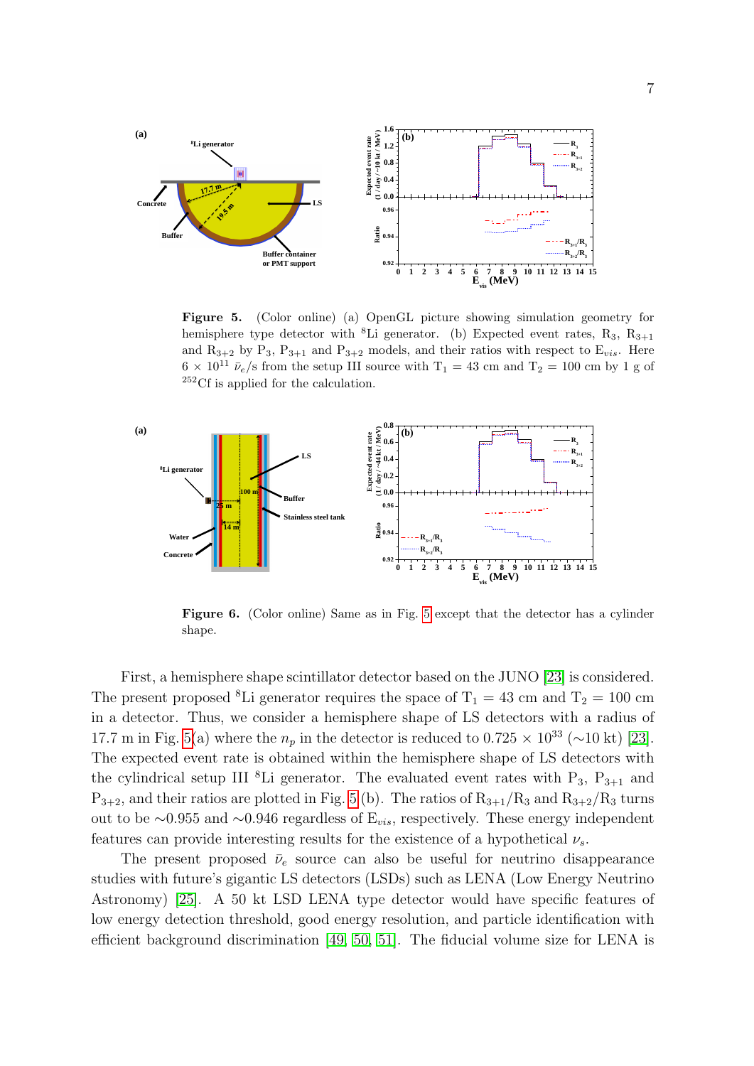**Figure 5.** (Color online) (a) OpenGL picture showing simulation geometry for hemisphere type detector with $^8$Li generator. (b) Expected event rates, $R_3$, $R_{3+1}$ and $R_{3+2}$ by $P_3$, $P_{3+1}$ and $P_{3+2}$ models, and their ratios with respect to $E_{vis}$. Here $6 \times 10^{11}$ $\bar{\nu}_e$/s from the setup III source with $T_1$ = 43 cm and $T_2$ = 100 cm by 1 g of $^{252}$Cf is applied for the calculation.

**Figure 6.** (Color online) Same as in Fig. 5 except that the detector has a cylinder shape.

First, a hemisphere shape scintillator detector based on the JUNO [23] is considered. The present proposed $^8$Li generator requires the space of $T_1$ = 43 cm and $T_2$ = 100 cm in a detector. Thus, we consider a hemisphere shape of LS detectors with a radius of 17.7 m in Fig. 5(a) where the $n_p$ in the detector is reduced to $0.725 \times 10^{33}$ (∼10 kt) [23]. The expected event rate is obtained within the hemisphere shape of LS detectors with the cylindrical setup III $^8$Li generator. The evaluated event rates with $P_3$, $P_{3+1}$ and $P_{3+2}$, and their ratios are plotted in Fig. 5(b). The ratios of $R_{3+1}/R_3$ and $R_{3+2}/R_3$ turns out to be ∼0.955 and ∼0.946 regardless of $E_{vis}$, respectively. These energy independent features can provide interesting results for the existence of a hypothetical $\nu_s$.

The present proposed $\bar{\nu}_e$ source can also be useful for neutrino disappearance studies with future's gigantic LS detectors (LSDs) such as LENA (Low Energy Neutrino Astronomy) [25]. A 50 kt LSD LENA type detector would have specific features of low energy detection threshold, good energy resolution, and particle identification with efficient background discrimination [49, 50, 51]. The fiducial volume size for LENA is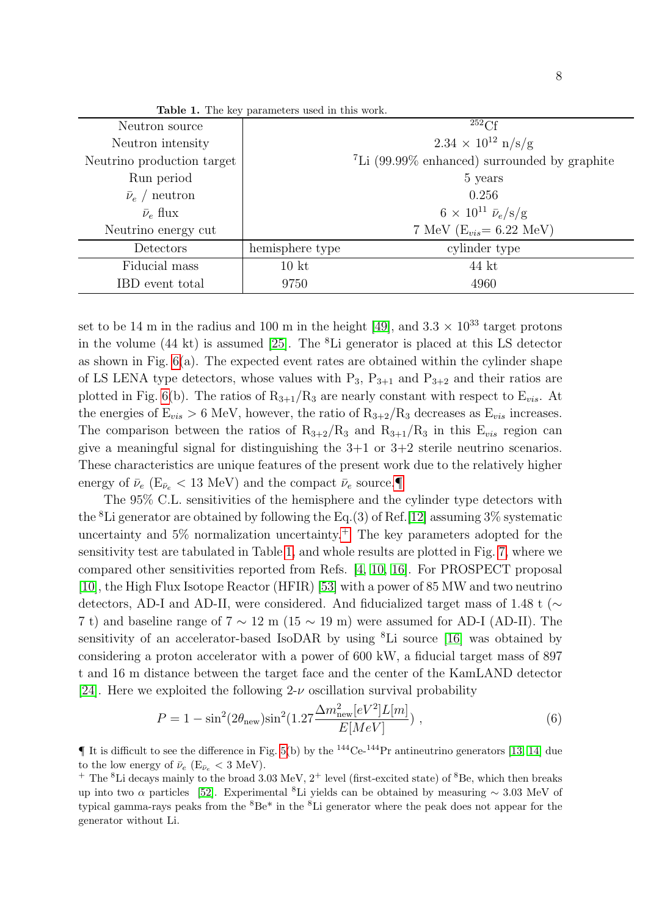**Table 1.** The key parameters used in this work.

| Neutron source | $^{252}$Cf | |
|---|---|---|
| Neutron intensity | $2.34 \times 10^{12}$ n/s/g | |
| Neutrino production target | $^{7}$Li (99.99% enhanced) surrounded by graphite | |
| Run period | 5 years | |
| $\bar{\nu}_e$ / neutron | 0.256 | |
| $\bar{\nu}_e$ flux | $6 \times 10^{11}$ $\bar{\nu}_e$/s/g | |
| Neutrino energy cut | 7 MeV ($E_{vis}$= 6.22 MeV) | |
| Detectors | hemisphere type | cylinder type |
| Fiducial mass | 10 kt | 44 kt |
| IBD event total | 9750 | 4960 |

set to be 14 m in the radius and 100 m in the height [49], and $3.3 \times 10^{33}$ target protons in the volume (44 kt) is assumed [25]. The $^{8}$Li generator is placed at this LS detector as shown in Fig. 6(a). The expected event rates are obtained within the cylinder shape of LS LENA type detectors, whose values with $P_3$, $P_{3+1}$ and $P_{3+2}$ and their ratios are plotted in Fig. 6(b). The ratios of $R_{3+1}/R_3$ are nearly constant with respect to $E_{vis}$. At the energies of $E_{vis} > 6$ MeV, however, the ratio of $R_{3+2}/R_3$ decreases as $E_{vis}$ increases. The comparison between the ratios of $R_{3+2}/R_3$ and $R_{3+1}/R_3$ in this $E_{vis}$ region can give a meaningful signal for distinguishing the 3+1 or 3+2 sterile neutrino scenarios. These characteristics are unique features of the present work due to the relatively higher energy of $\bar{\nu}_e$ ($E_{\bar{\nu}_e} < 13$ MeV) and the compact $\bar{\nu}_e$ source.¶

The 95% C.L. sensitivities of the hemisphere and the cylinder type detectors with the $^{8}$Li generator are obtained by following the Eq.(3) of Ref.[12] assuming 3% systematic uncertainty and 5% normalization uncertainty.+ The key parameters adopted for the sensitivity test are tabulated in Table 1, and whole results are plotted in Fig. 7, where we compared other sensitivities reported from Refs. [4, 10, 16]. For PROSPECT proposal [10], the High Flux Isotope Reactor (HFIR) [53] with a power of 85 MW and two neutrino detectors, AD-I and AD-II, were considered. And fiducialized target mass of 1.48 t (~ 7 t) and baseline range of 7 ~ 12 m (15 ~ 19 m) were assumed for AD-I (AD-II). The sensitivity of an accelerator-based IsoDAR by using $^{8}$Li source [16] was obtained by considering a proton accelerator with a power of 600 kW, a fiducial target mass of 897 t and 16 m distance between the target face and the center of the KamLAND detector [24]. Here we exploited the following 2-$\nu$ oscillation survival probability

$$P = 1 - \sin^2(2\theta_{\rm new})\sin^2(1.27\frac{\Delta m^2_{\rm new}[eV^2]L[m]}{E[MeV]}) \ , \tag{6}$$

¶ It is difficult to see the difference in Fig. 5(b) by the $^{144}$Ce-$^{144}$Pr antineutrino generators [13, 14] due to the low energy of $\bar{\nu}_e$ ($E_{\bar{\nu}_e} < 3$ MeV).

+ The $^{8}$Li decays mainly to the broad 3.03 MeV, $2^+$ level (first-excited state) of $^{8}$Be, which then breaks up into two $\alpha$ particles [52]. Experimental $^{8}$Li yields can be obtained by measuring ~ 3.03 MeV of typical gamma-rays peaks from the $^{8}$Be* in the $^{8}$Li generator where the peak does not appear for the generator without Li.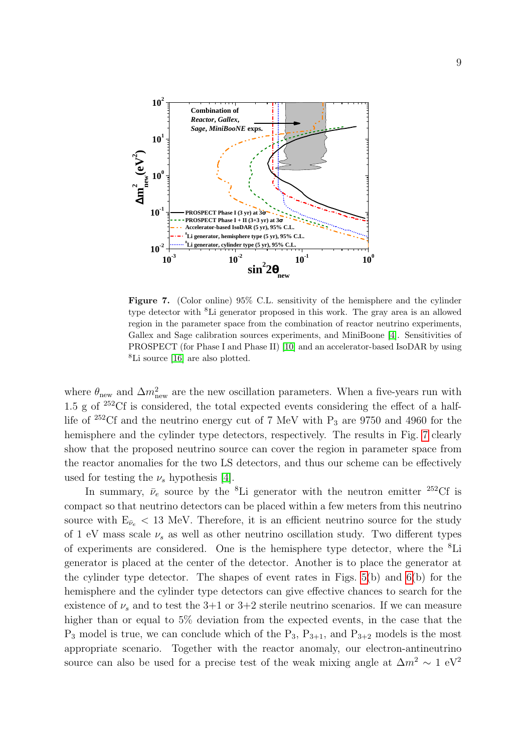**Figure 7.** (Color online) 95% C.L. sensitivity of the hemisphere and the cylinder type detector with $^8$Li generator proposed in this work. The gray area is an allowed region in the parameter space from the combination of reactor neutrino experiments, Gallex and Sage calibration sources experiments, and MiniBoone [4]. Sensitivities of PROSPECT (for Phase I and Phase II) [10] and an accelerator-based IsoDAR by using $^8$Li source [16] are also plotted.

where $\theta_{\rm new}$ and $\Delta m^2_{\rm new}$ are the new oscillation parameters. When a five-years run with 1.5 g of $^{252}$Cf is considered, the total expected events considering the effect of a half-life of $^{252}$Cf and the neutrino energy cut of 7 MeV with $P_3$ are 9750 and 4960 for the hemisphere and the cylinder type detectors, respectively. The results in Fig. 7 clearly show that the proposed neutrino source can cover the region in parameter space from the reactor anomalies for the two LS detectors, and thus our scheme can be effectively used for testing the $\nu_s$ hypothesis [4].

In summary, $\bar{\nu}_e$ source by the $^8$Li generator with the neutron emitter $^{252}$Cf is compact so that neutrino detectors can be placed within a few meters from this neutrino source with $E_{\bar{\nu}_e} < 13$ MeV. Therefore, it is an efficient neutrino source for the study of 1 eV mass scale $\nu_s$ as well as other neutrino oscillation study. Two different types of experiments are considered. One is the hemisphere type detector, where the $^8$Li generator is placed at the center of the detector. Another is to place the generator at the cylinder type detector. The shapes of event rates in Figs. 5(b) and 6(b) for the hemisphere and the cylinder type detectors can give effective chances to search for the existence of $\nu_s$ and to test the 3+1 or 3+2 sterile neutrino scenarios. If we can measure higher than or equal to 5% deviation from the expected events, in the case that the $P_3$ model is true, we can conclude which of the $P_3$, $P_{3+1}$, and $P_{3+2}$ models is the most appropriate scenario. Together with the reactor anomaly, our electron-antineutrino source can also be used for a precise test of the weak mixing angle at $\Delta m^2 \sim 1$ eV$^2$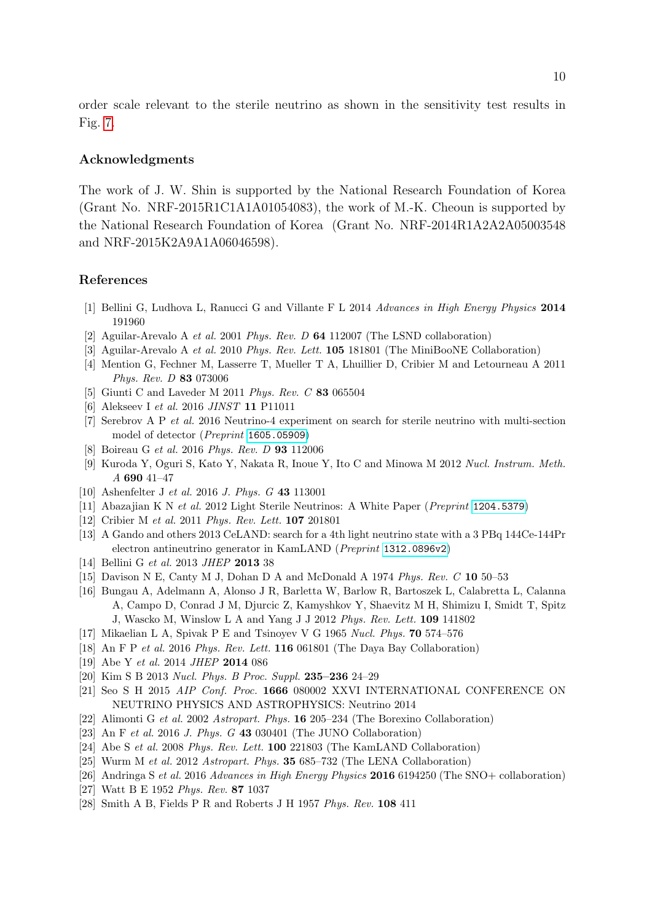order scale relevant to the sterile neutrino as shown in the sensitivity test results in Fig. 7.

## Acknowledgments

The work of J. W. Shin is supported by the National Research Foundation of Korea (Grant No. NRF-2015R1C1A1A01054083), the work of M.-K. Cheoun is supported by the National Research Foundation of Korea (Grant No. NRF-2014R1A2A2A05003548 and NRF-2015K2A9A1A06046598).

## References

[1] Bellini G, Ludhova L, Ranucci G and Villante F L 2014 *Advances in High Energy Physics* **2014** 191960

[2] Aguilar-Arevalo A *et al.* 2001 *Phys. Rev. D* **64** 112007 (The LSND collaboration)

[3] Aguilar-Arevalo A *et al.* 2010 *Phys. Rev. Lett.* **105** 181801 (The MiniBooNE Collaboration)

[4] Mention G, Fechner M, Lasserre T, Mueller T A, Lhuillier D, Cribier M and Letourneau A 2011 *Phys. Rev. D* **83** 073006

[5] Giunti C and Laveder M 2011 *Phys. Rev. C* **83** 065504

[6] Alekseev I *et al.* 2016 *JINST* **11** P11011

[7] Serebrov A P *et al.* 2016 Neutrino-4 experiment on search for sterile neutrino with multi-section model of detector (*Preprint* 1605.05909)

[8] Boireau G *et al.* 2016 *Phys. Rev. D* **93** 112006

[9] Kuroda Y, Oguri S, Kato Y, Nakata R, Inoue Y, Ito C and Minowa M 2012 *Nucl. Instrum. Meth. A* **690** 41–47

[10] Ashenfelter J *et al.* 2016 *J. Phys. G* **43** 113001

[11] Abazajian K N *et al.* 2012 Light Sterile Neutrinos: A White Paper (*Preprint* 1204.5379)

[12] Cribier M *et al.* 2011 *Phys. Rev. Lett.* **107** 201801

[13] A Gando and others 2013 CeLAND: search for a 4th light neutrino state with a 3 PBq 144Ce-144Pr electron antineutrino generator in KamLAND (*Preprint* 1312.0896v2)

[14] Bellini G *et al.* 2013 *JHEP* **2013** 38

[15] Davison N E, Canty M J, Dohan D A and McDonald A 1974 *Phys. Rev. C* **10** 50–53

[16] Bungau A, Adelmann A, Alonso J R, Barletta W, Barlow R, Bartoszek L, Calabretta L, Calanna A, Campo D, Conrad J M, Djurcic Z, Kamyshkov Y, Shaevitz M H, Shimizu I, Smidt T, Spitz J, Wascko M, Winslow L A and Yang J J 2012 *Phys. Rev. Lett.* **109** 141802

[17] Mikaelian L A, Spivak P E and Tsinoyev V G 1965 *Nucl. Phys.* **70** 574–576

[18] An F P *et al.* 2016 *Phys. Rev. Lett.* **116** 061801 (The Daya Bay Collaboration)

[19] Abe Y *et al.* 2014 *JHEP* **2014** 086

[20] Kim S B 2013 *Nucl. Phys. B Proc. Suppl.* **235–236** 24–29

[21] Seo S H 2015 *AIP Conf. Proc.* **1666** 080002 XXVI INTERNATIONAL CONFERENCE ON NEUTRINO PHYSICS AND ASTROPHYSICS: Neutrino 2014

[22] Alimonti G *et al.* 2002 *Astropart. Phys.* **16** 205–234 (The Borexino Collaboration)

[23] An F *et al.* 2016 *J. Phys. G* **43** 030401 (The JUNO Collaboration)

[24] Abe S *et al.* 2008 *Phys. Rev. Lett.* **100** 221803 (The KamLAND Collaboration)

[25] Wurm M *et al.* 2012 *Astropart. Phys.* **35** 685–732 (The LENA Collaboration)

[26] Andringa S *et al.* 2016 *Advances in High Energy Physics* **2016** 6194250 (The SNO+ collaboration)

[27] Watt B E 1952 *Phys. Rev.* **87** 1037

[28] Smith A B, Fields P R and Roberts J H 1957 *Phys. Rev.* **108** 411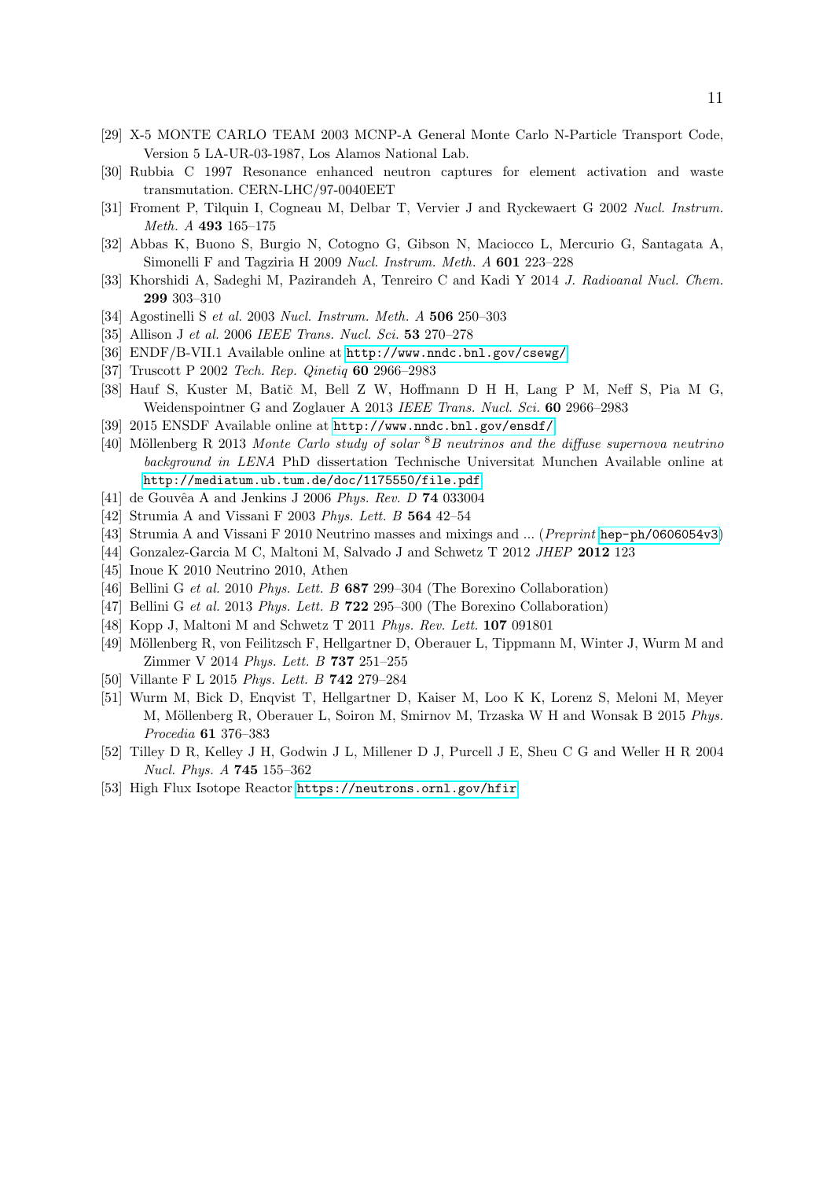[29] X-5 MONTE CARLO TEAM 2003 MCNP-A General Monte Carlo N-Particle Transport Code, Version 5 LA-UR-03-1987, Los Alamos National Lab.

[30] Rubbia C 1997 Resonance enhanced neutron captures for element activation and waste transmutation. CERN-LHC/97-0040EET

[31] Froment P, Tilquin I, Cogneau M, Delbar T, Vervier J and Ryckewaert G 2002 *Nucl. Instrum. Meth. A* **493** 165–175

[32] Abbas K, Buono S, Burgio N, Cotogno G, Gibson N, Maciocco L, Mercurio G, Santagata A, Simonelli F and Tagziria H 2009 *Nucl. Instrum. Meth. A* **601** 223–228

[33] Khorshidi A, Sadeghi M, Pazirandeh A, Tenreiro C and Kadi Y 2014 *J. Radioanal Nucl. Chem.* **299** 303–310

[34] Agostinelli S *et al.* 2003 *Nucl. Instrum. Meth. A* **506** 250–303

[35] Allison J *et al.* 2006 *IEEE Trans. Nucl. Sci.* **53** 270–278

[36] ENDF/B-VII.1 Available online at http://www.nndc.bnl.gov/csewg/

[37] Truscott P 2002 *Tech. Rep. Qinetiq* **60** 2966–2983

[38] Hauf S, Kuster M, Batič M, Bell Z W, Hoffmann D H H, Lang P M, Neff S, Pia M G, Weidenspointner G and Zoglauer A 2013 *IEEE Trans. Nucl. Sci.* **60** 2966–2983

[39] 2015 ENSDF Available online at http://www.nndc.bnl.gov/ensdf/

[40] Möllenberg R 2013 *Monte Carlo study of solar $^{8}B$ neutrinos and the diffuse supernova neutrino background in LENA* PhD dissertation Technische Universitat Munchen Available online at http://mediatum.ub.tum.de/doc/1175550/file.pdf

[41] de Gouvêa A and Jenkins J 2006 *Phys. Rev. D* **74** 033004

[42] Strumia A and Vissani F 2003 *Phys. Lett. B* **564** 42–54

[43] Strumia A and Vissani F 2010 Neutrino masses and mixings and ... (*Preprint* hep-ph/0606054v3)

[44] Gonzalez-Garcia M C, Maltoni M, Salvado J and Schwetz T 2012 *JHEP* **2012** 123

[45] Inoue K 2010 Neutrino 2010, Athen

[46] Bellini G *et al.* 2010 *Phys. Lett. B* **687** 299–304 (The Borexino Collaboration)

[47] Bellini G *et al.* 2013 *Phys. Lett. B* **722** 295–300 (The Borexino Collaboration)

[48] Kopp J, Maltoni M and Schwetz T 2011 *Phys. Rev. Lett.* **107** 091801

[49] Möllenberg R, von Feilitzsch F, Hellgartner D, Oberauer L, Tippmann M, Winter J, Wurm M and Zimmer V 2014 *Phys. Lett. B* **737** 251–255

[50] Villante F L 2015 *Phys. Lett. B* **742** 279–284

[51] Wurm M, Bick D, Enqvist T, Hellgartner D, Kaiser M, Loo K K, Lorenz S, Meloni M, Meyer M, Möllenberg R, Oberauer L, Soiron M, Smirnov M, Trzaska W H and Wonsak B 2015 *Phys. Procedia* **61** 376–383

[52] Tilley D R, Kelley J H, Godwin J L, Millener D J, Purcell J E, Sheu C G and Weller H R 2004 *Nucl. Phys. A* **745** 155–362

[53] High Flux Isotope Reactor https://neutrons.ornl.gov/hfir